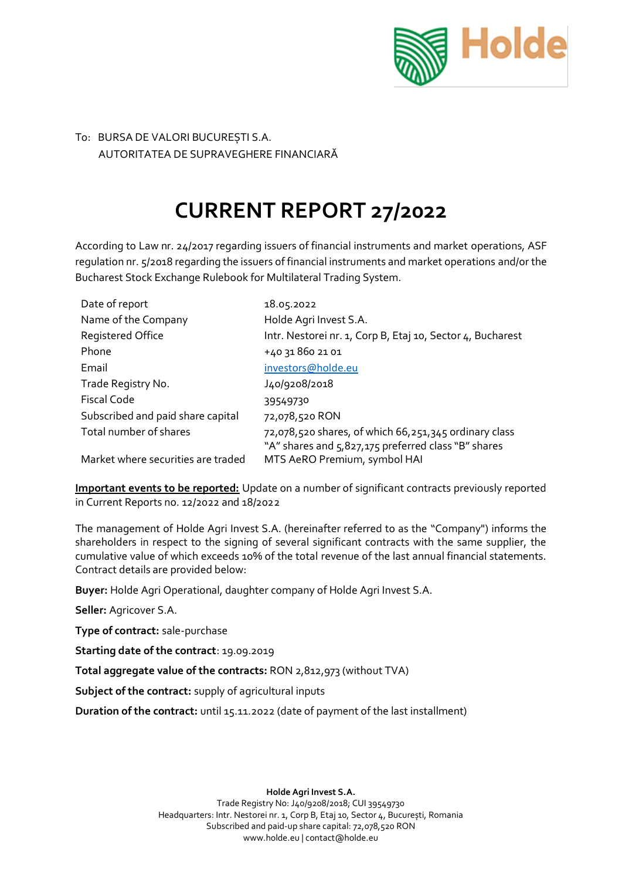To: BURSA DE VALORI BUCUREȘTI S.A.
AUTORITATEA DE SUPRAVEGHERE FINANCIARĂ

# CURRENT REPORT 27/2022

According to Law nr. 24/2017 regarding issuers of financial instruments and market operations, ASF regulation nr. 5/2018 regarding the issuers of financial instruments and market operations and/or the Bucharest Stock Exchange Rulebook for Multilateral Trading System.

| | |
|---|---|
| Date of report | 18.05.2022 |
| Name of the Company | Holde Agri Invest S.A. |
| Registered Office | Intr. Nestorei nr. 1, Corp B, Etaj 10, Sector 4, Bucharest |
| Phone | +40 31 860 21 01 |
| Email | investors@holde.eu |
| Trade Registry No. | J40/9208/2018 |
| Fiscal Code | 39549730 |
| Subscribed and paid share capital | 72,078,520 RON |
| Total number of shares | 72,078,520 shares, of which 66,251,345 ordinary class "A" shares and 5,827,175 preferred class "B" shares |
| Market where securities are traded | MTS AeRO Premium, symbol HAI |

**Important events to be reported:** Update on a number of significant contracts previously reported in Current Reports no. 12/2022 and 18/2022

The management of Holde Agri Invest S.A. (hereinafter referred to as the "Company") informs the shareholders in respect to the signing of several significant contracts with the same supplier, the cumulative value of which exceeds 10% of the total revenue of the last annual financial statements. Contract details are provided below:

**Buyer:** Holde Agri Operational, daughter company of Holde Agri Invest S.A.

**Seller:** Agricover S.A.

**Type of contract:** sale-purchase

**Starting date of the contract**: 19.09.2019

**Total aggregate value of the contracts:** RON 2,812,973 (without TVA)

**Subject of the contract:** supply of agricultural inputs

**Duration of the contract:** until 15.11.2022 (date of payment of the last installment)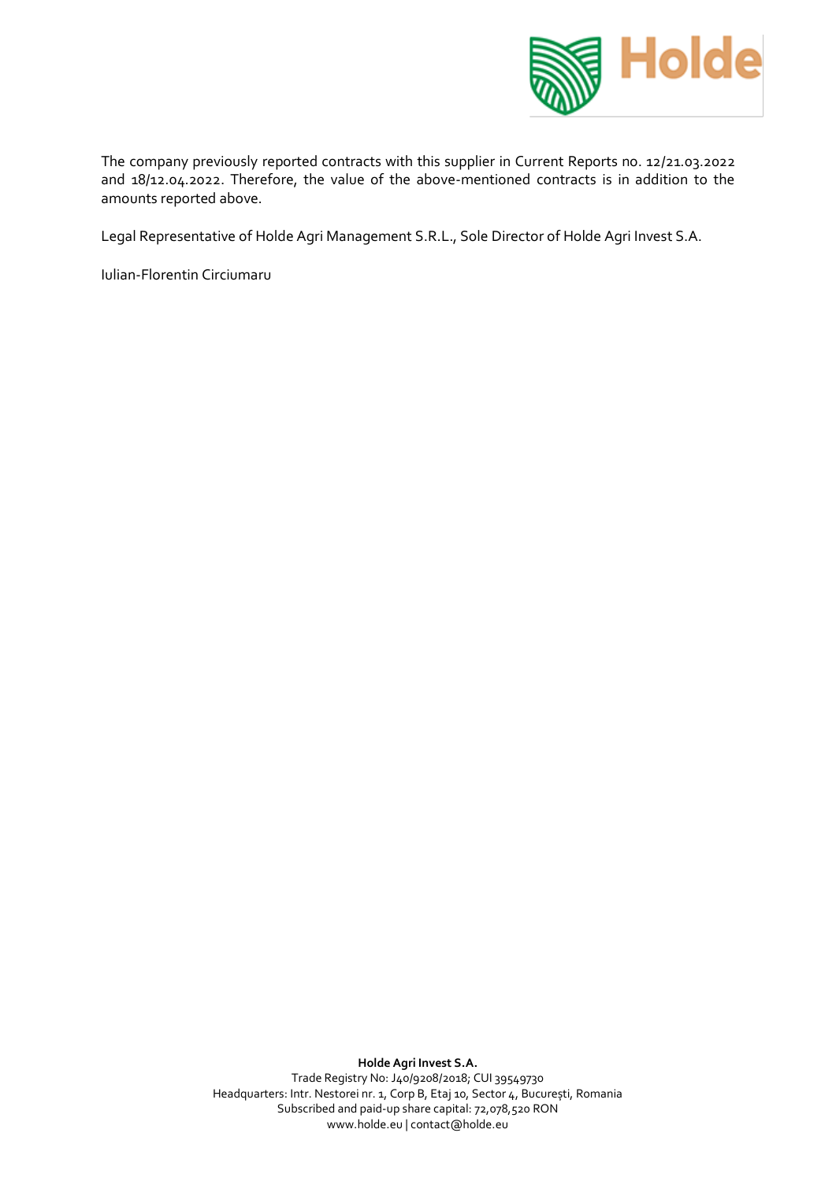The company previously reported contracts with this supplier in Current Reports no. 12/21.03.2022 and 18/12.04.2022. Therefore, the value of the above-mentioned contracts is in addition to the amounts reported above.

Legal Representative of Holde Agri Management S.R.L., Sole Director of Holde Agri Invest S.A.

Iulian-Florentin Circiumaru